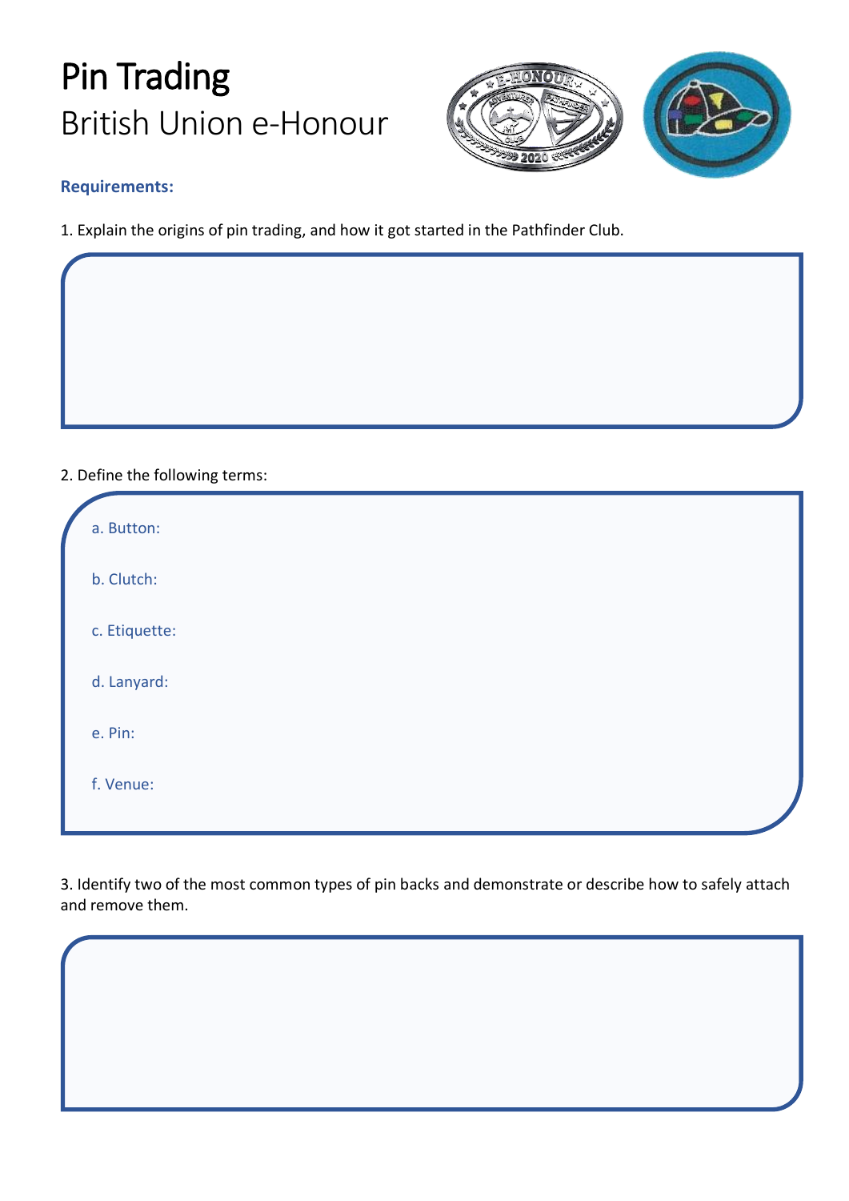# Pin Trading

British Union e-Honour

**Requirements:**

1. Explain the origins of pin trading, and how it got started in the Pathfinder Club.

2. Define the following terms:

a. Button:

b. Clutch:

c. Etiquette:

d. Lanyard:

e. Pin:

f. Venue:

3. Identify two of the most common types of pin backs and demonstrate or describe how to safely attach and remove them.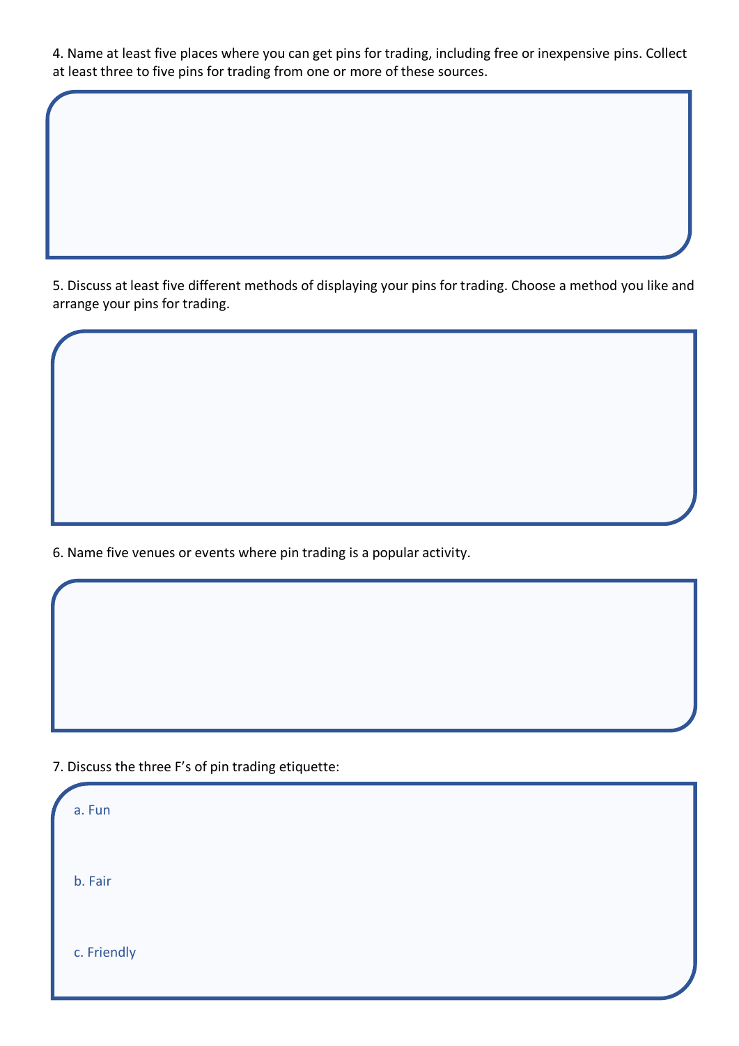4. Name at least five places where you can get pins for trading, including free or inexpensive pins. Collect at least three to five pins for trading from one or more of these sources.

5. Discuss at least five different methods of displaying your pins for trading. Choose a method you like and arrange your pins for trading.

6. Name five venues or events where pin trading is a popular activity.

7. Discuss the three F's of pin trading etiquette:

a. Fun

b. Fair

c. Friendly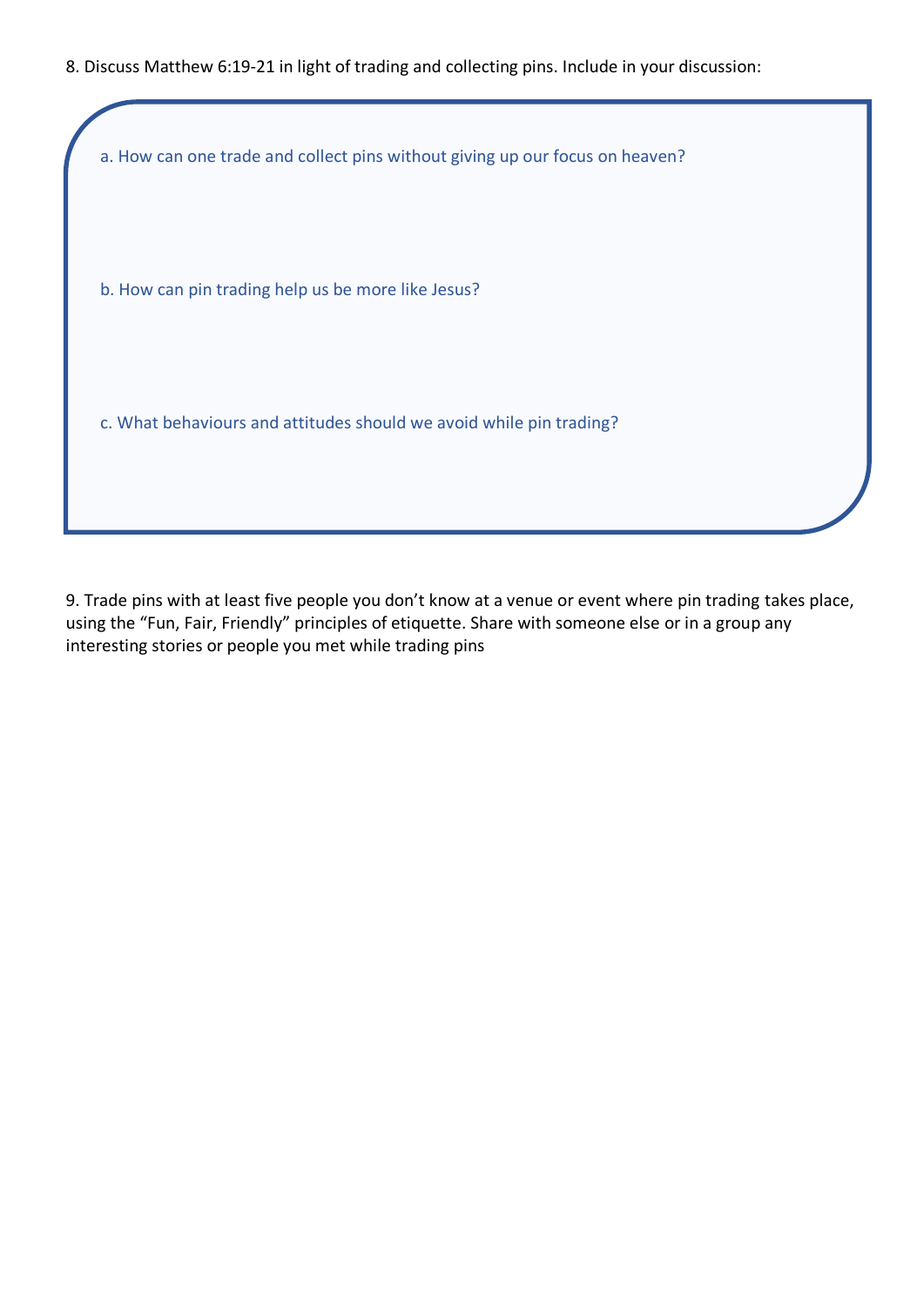8. Discuss Matthew 6:19-21 in light of trading and collecting pins. Include in your discussion:

a. How can one trade and collect pins without giving up our focus on heaven?

b. How can pin trading help us be more like Jesus?

c. What behaviours and attitudes should we avoid while pin trading?

9. Trade pins with at least five people you don't know at a venue or event where pin trading takes place, using the "Fun, Fair, Friendly" principles of etiquette. Share with someone else or in a group any interesting stories or people you met while trading pins